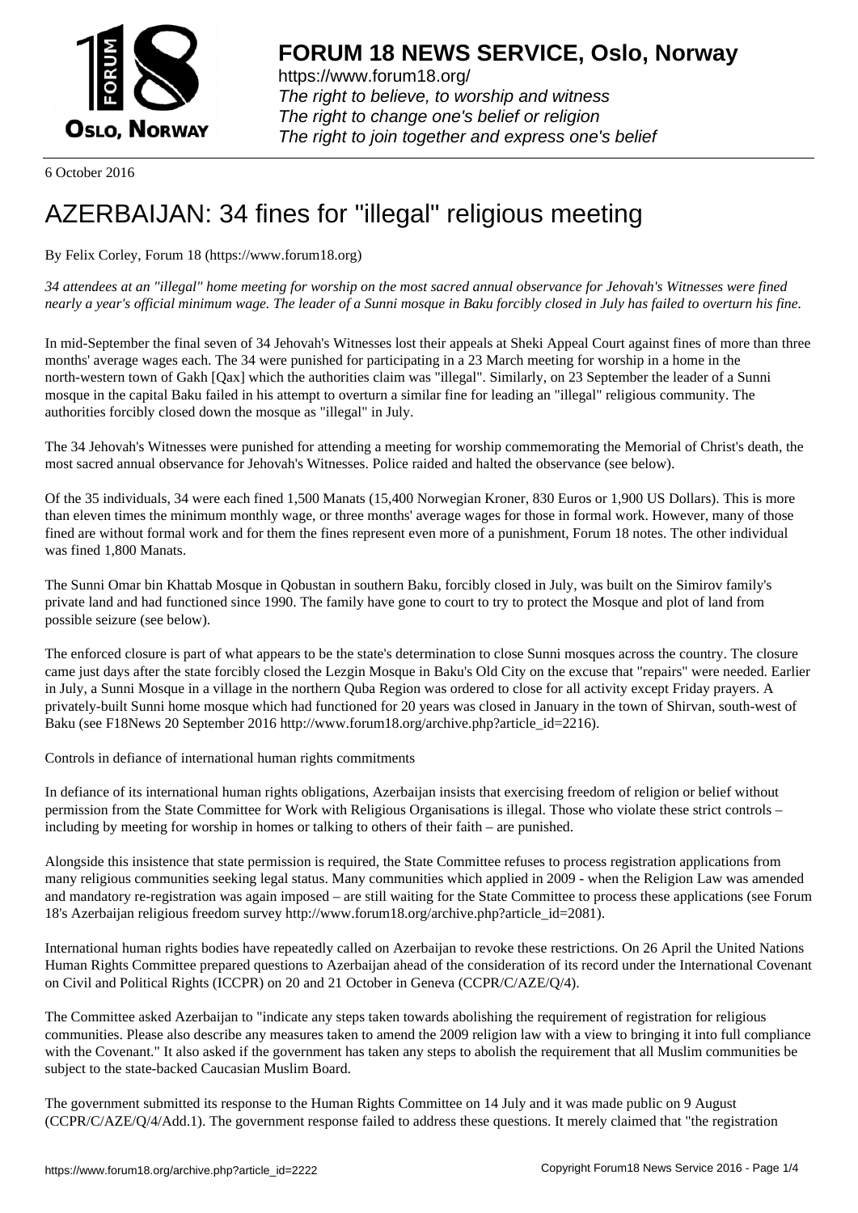# FORUM 18 NEWS SERVICE, Oslo, Norway

https://www.forum18.org/
*The right to believe, to worship and witness*
*The right to change one's belief or religion*
*The right to join together and express one's belief*

6 October 2016

# AZERBAIJAN: 34 fines for "illegal" religious meeting

By Felix Corley, Forum 18 (https://www.forum18.org)

*34 attendees at an "illegal" home meeting for worship on the most sacred annual observance for Jehovah's Witnesses were fined nearly a year's official minimum wage. The leader of a Sunni mosque in Baku forcibly closed in July has failed to overturn his fine.*

In mid-September the final seven of 34 Jehovah's Witnesses lost their appeals at Sheki Appeal Court against fines of more than three months' average wages each. The 34 were punished for participating in a 23 March meeting for worship in a home in the north-western town of Gakh [Qax] which the authorities claim was "illegal". Similarly, on 23 September the leader of a Sunni mosque in the capital Baku failed in his attempt to overturn a similar fine for leading an "illegal" religious community. The authorities forcibly closed down the mosque as "illegal" in July.

The 34 Jehovah's Witnesses were punished for attending a meeting for worship commemorating the Memorial of Christ's death, the most sacred annual observance for Jehovah's Witnesses. Police raided and halted the observance (see below).

Of the 35 individuals, 34 were each fined 1,500 Manats (15,400 Norwegian Kroner, 830 Euros or 1,900 US Dollars). This is more than eleven times the minimum monthly wage, or three months' average wages for those in formal work. However, many of those fined are without formal work and for them the fines represent even more of a punishment, Forum 18 notes. The other individual was fined 1,800 Manats.

The Sunni Omar bin Khattab Mosque in Qobustan in southern Baku, forcibly closed in July, was built on the Simirov family's private land and had functioned since 1990. The family have gone to court to try to protect the Mosque and plot of land from possible seizure (see below).

The enforced closure is part of what appears to be the state's determination to close Sunni mosques across the country. The closure came just days after the state forcibly closed the Lezgin Mosque in Baku's Old City on the excuse that "repairs" were needed. Earlier in July, a Sunni Mosque in a village in the northern Quba Region was ordered to close for all activity except Friday prayers. A privately-built Sunni home mosque which had functioned for 20 years was closed in January in the town of Shirvan, south-west of Baku (see F18News 20 September 2016 http://www.forum18.org/archive.php?article_id=2216).

Controls in defiance of international human rights commitments

In defiance of its international human rights obligations, Azerbaijan insists that exercising freedom of religion or belief without permission from the State Committee for Work with Religious Organisations is illegal. Those who violate these strict controls – including by meeting for worship in homes or talking to others of their faith – are punished.

Alongside this insistence that state permission is required, the State Committee refuses to process registration applications from many religious communities seeking legal status. Many communities which applied in 2009 - when the Religion Law was amended and mandatory re-registration was again imposed – are still waiting for the State Committee to process these applications (see Forum 18's Azerbaijan religious freedom survey http://www.forum18.org/archive.php?article_id=2081).

International human rights bodies have repeatedly called on Azerbaijan to revoke these restrictions. On 26 April the United Nations Human Rights Committee prepared questions to Azerbaijan ahead of the consideration of its record under the International Covenant on Civil and Political Rights (ICCPR) on 20 and 21 October in Geneva (CCPR/C/AZE/Q/4).

The Committee asked Azerbaijan to "indicate any steps taken towards abolishing the requirement of registration for religious communities. Please also describe any measures taken to amend the 2009 religion law with a view to bringing it into full compliance with the Covenant." It also asked if the government has taken any steps to abolish the requirement that all Muslim communities be subject to the state-backed Caucasian Muslim Board.

The government submitted its response to the Human Rights Committee on 14 July and it was made public on 9 August (CCPR/C/AZE/Q/4/Add.1). The government response failed to address these questions. It merely claimed that "the registration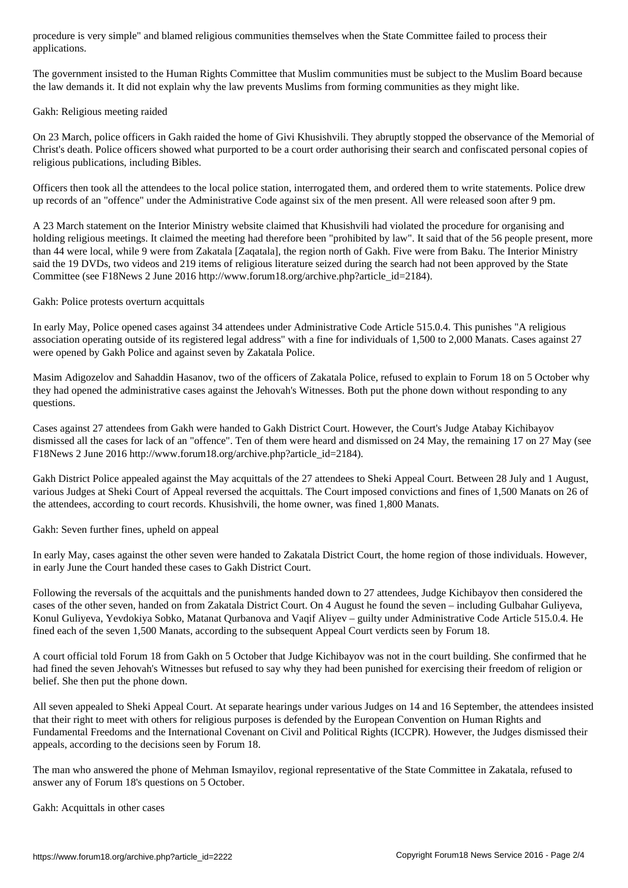procedure is very simple" and blamed religious communities themselves when the State Committee failed to process their applications.

The government insisted to the Human Rights Committee that Muslim communities must be subject to the Muslim Board because the law demands it. It did not explain why the law prevents Muslims from forming communities as they might like.

## Gakh: Religious meeting raided

On 23 March, police officers in Gakh raided the home of Givi Khusishvili. They abruptly stopped the observance of the Memorial of Christ's death. Police officers showed what purported to be a court order authorising their search and confiscated personal copies of religious publications, including Bibles.

Officers then took all the attendees to the local police station, interrogated them, and ordered them to write statements. Police drew up records of an "offence" under the Administrative Code against six of the men present. All were released soon after 9 pm.

A 23 March statement on the Interior Ministry website claimed that Khusishvili had violated the procedure for organising and holding religious meetings. It claimed the meeting had therefore been "prohibited by law". It said that of the 56 people present, more than 44 were local, while 9 were from Zakatala [Zaqatala], the region north of Gakh. Five were from Baku. The Interior Ministry said the 19 DVDs, two videos and 219 items of religious literature seized during the search had not been approved by the State Committee (see F18News 2 June 2016 http://www.forum18.org/archive.php?article_id=2184).

## Gakh: Police protests overturn acquittals

In early May, Police opened cases against 34 attendees under Administrative Code Article 515.0.4. This punishes "A religious association operating outside of its registered legal address" with a fine for individuals of 1,500 to 2,000 Manats. Cases against 27 were opened by Gakh Police and against seven by Zakatala Police.

Masim Adigozelov and Sahaddin Hasanov, two of the officers of Zakatala Police, refused to explain to Forum 18 on 5 October why they had opened the administrative cases against the Jehovah's Witnesses. Both put the phone down without responding to any questions.

Cases against 27 attendees from Gakh were handed to Gakh District Court. However, the Court's Judge Atabay Kichibayov dismissed all the cases for lack of an "offence". Ten of them were heard and dismissed on 24 May, the remaining 17 on 27 May (see F18News 2 June 2016 http://www.forum18.org/archive.php?article_id=2184).

Gakh District Police appealed against the May acquittals of the 27 attendees to Sheki Appeal Court. Between 28 July and 1 August, various Judges at Sheki Court of Appeal reversed the acquittals. The Court imposed convictions and fines of 1,500 Manats on 26 of the attendees, according to court records. Khusishvili, the home owner, was fined 1,800 Manats.

## Gakh: Seven further fines, upheld on appeal

In early May, cases against the other seven were handed to Zakatala District Court, the home region of those individuals. However, in early June the Court handed these cases to Gakh District Court.

Following the reversals of the acquittals and the punishments handed down to 27 attendees, Judge Kichibayov then considered the cases of the other seven, handed on from Zakatala District Court. On 4 August he found the seven – including Gulbahar Guliyeva, Konul Guliyeva, Yevdokiya Sobko, Matanat Qurbanova and Vaqif Aliyev – guilty under Administrative Code Article 515.0.4. He fined each of the seven 1,500 Manats, according to the subsequent Appeal Court verdicts seen by Forum 18.

A court official told Forum 18 from Gakh on 5 October that Judge Kichibayov was not in the court building. She confirmed that he had fined the seven Jehovah's Witnesses but refused to say why they had been punished for exercising their freedom of religion or belief. She then put the phone down.

All seven appealed to Sheki Appeal Court. At separate hearings under various Judges on 14 and 16 September, the attendees insisted that their right to meet with others for religious purposes is defended by the European Convention on Human Rights and Fundamental Freedoms and the International Covenant on Civil and Political Rights (ICCPR). However, the Judges dismissed their appeals, according to the decisions seen by Forum 18.

The man who answered the phone of Mehman Ismayilov, regional representative of the State Committee in Zakatala, refused to answer any of Forum 18's questions on 5 October.

## Gakh: Acquittals in other cases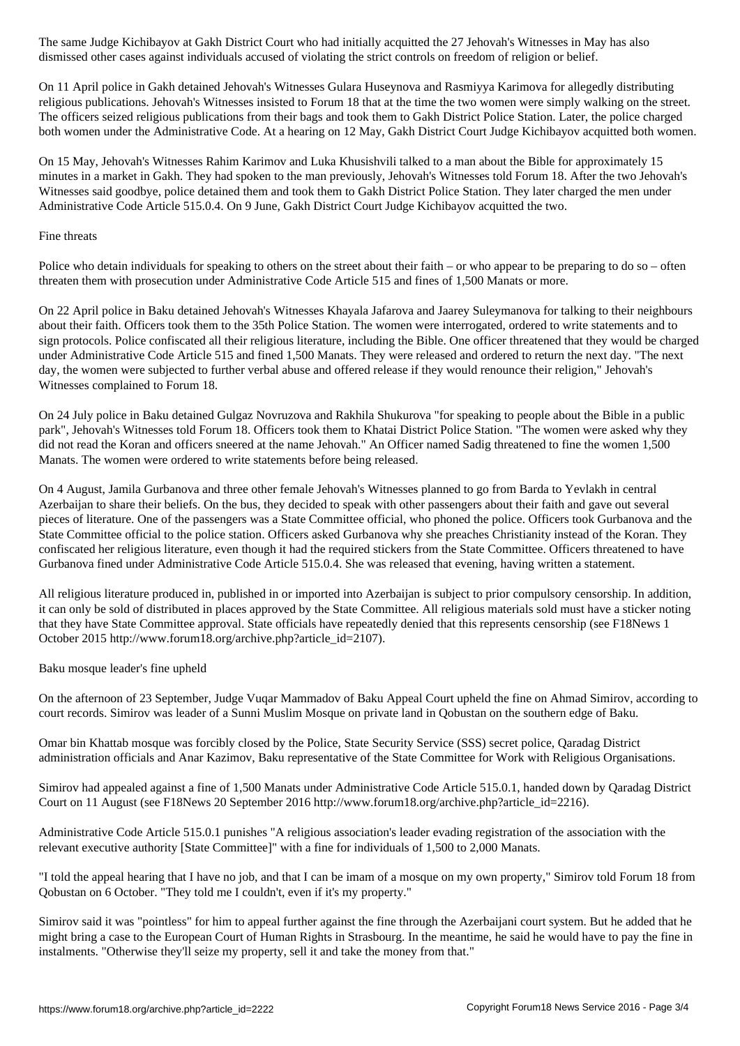The same Judge Kichibayov at Gakh District Court who had initially acquitted the 27 Jehovah's Witnesses in May has also dismissed other cases against individuals accused of violating the strict controls on freedom of religion or belief.

On 11 April police in Gakh detained Jehovah's Witnesses Gulara Huseynova and Rasmiyya Karimova for allegedly distributing religious publications. Jehovah's Witnesses insisted to Forum 18 that at the time the two women were simply walking on the street. The officers seized religious publications from their bags and took them to Gakh District Police Station. Later, the police charged both women under the Administrative Code. At a hearing on 12 May, Gakh District Court Judge Kichibayov acquitted both women.

On 15 May, Jehovah's Witnesses Rahim Karimov and Luka Khusishvili talked to a man about the Bible for approximately 15 minutes in a market in Gakh. They had spoken to the man previously, Jehovah's Witnesses told Forum 18. After the two Jehovah's Witnesses said goodbye, police detained them and took them to Gakh District Police Station. They later charged the men under Administrative Code Article 515.0.4. On 9 June, Gakh District Court Judge Kichibayov acquitted the two.

## Fine threats

Police who detain individuals for speaking to others on the street about their faith – or who appear to be preparing to do so – often threaten them with prosecution under Administrative Code Article 515 and fines of 1,500 Manats or more.

On 22 April police in Baku detained Jehovah's Witnesses Khayala Jafarova and Jaarey Suleymanova for talking to their neighbours about their faith. Officers took them to the 35th Police Station. The women were interrogated, ordered to write statements and to sign protocols. Police confiscated all their religious literature, including the Bible. One officer threatened that they would be charged under Administrative Code Article 515 and fined 1,500 Manats. They were released and ordered to return the next day. "The next day, the women were subjected to further verbal abuse and offered release if they would renounce their religion," Jehovah's Witnesses complained to Forum 18.

On 24 July police in Baku detained Gulgaz Novruzova and Rakhila Shukurova "for speaking to people about the Bible in a public park", Jehovah's Witnesses told Forum 18. Officers took them to Khatai District Police Station. "The women were asked why they did not read the Koran and officers sneered at the name Jehovah." An Officer named Sadig threatened to fine the women 1,500 Manats. The women were ordered to write statements before being released.

On 4 August, Jamila Gurbanova and three other female Jehovah's Witnesses planned to go from Barda to Yevlakh in central Azerbaijan to share their beliefs. On the bus, they decided to speak with other passengers about their faith and gave out several pieces of literature. One of the passengers was a State Committee official, who phoned the police. Officers took Gurbanova and the State Committee official to the police station. Officers asked Gurbanova why she preaches Christianity instead of the Koran. They confiscated her religious literature, even though it had the required stickers from the State Committee. Officers threatened to have Gurbanova fined under Administrative Code Article 515.0.4. She was released that evening, having written a statement.

All religious literature produced in, published in or imported into Azerbaijan is subject to prior compulsory censorship. In addition, it can only be sold of distributed in places approved by the State Committee. All religious materials sold must have a sticker noting that they have State Committee approval. State officials have repeatedly denied that this represents censorship (see F18News 1 October 2015 http://www.forum18.org/archive.php?article_id=2107).

## Baku mosque leader's fine upheld

On the afternoon of 23 September, Judge Vuqar Mammadov of Baku Appeal Court upheld the fine on Ahmad Simirov, according to court records. Simirov was leader of a Sunni Muslim Mosque on private land in Qobustan on the southern edge of Baku.

Omar bin Khattab mosque was forcibly closed by the Police, State Security Service (SSS) secret police, Qaradag District administration officials and Anar Kazimov, Baku representative of the State Committee for Work with Religious Organisations.

Simirov had appealed against a fine of 1,500 Manats under Administrative Code Article 515.0.1, handed down by Qaradag District Court on 11 August (see F18News 20 September 2016 http://www.forum18.org/archive.php?article_id=2216).

Administrative Code Article 515.0.1 punishes "A religious association's leader evading registration of the association with the relevant executive authority [State Committee]" with a fine for individuals of 1,500 to 2,000 Manats.

"I told the appeal hearing that I have no job, and that I can be imam of a mosque on my own property," Simirov told Forum 18 from Qobustan on 6 October. "They told me I couldn't, even if it's my property."

Simirov said it was "pointless" for him to appeal further against the fine through the Azerbaijani court system. But he added that he might bring a case to the European Court of Human Rights in Strasbourg. In the meantime, he said he would have to pay the fine in instalments. "Otherwise they'll seize my property, sell it and take the money from that."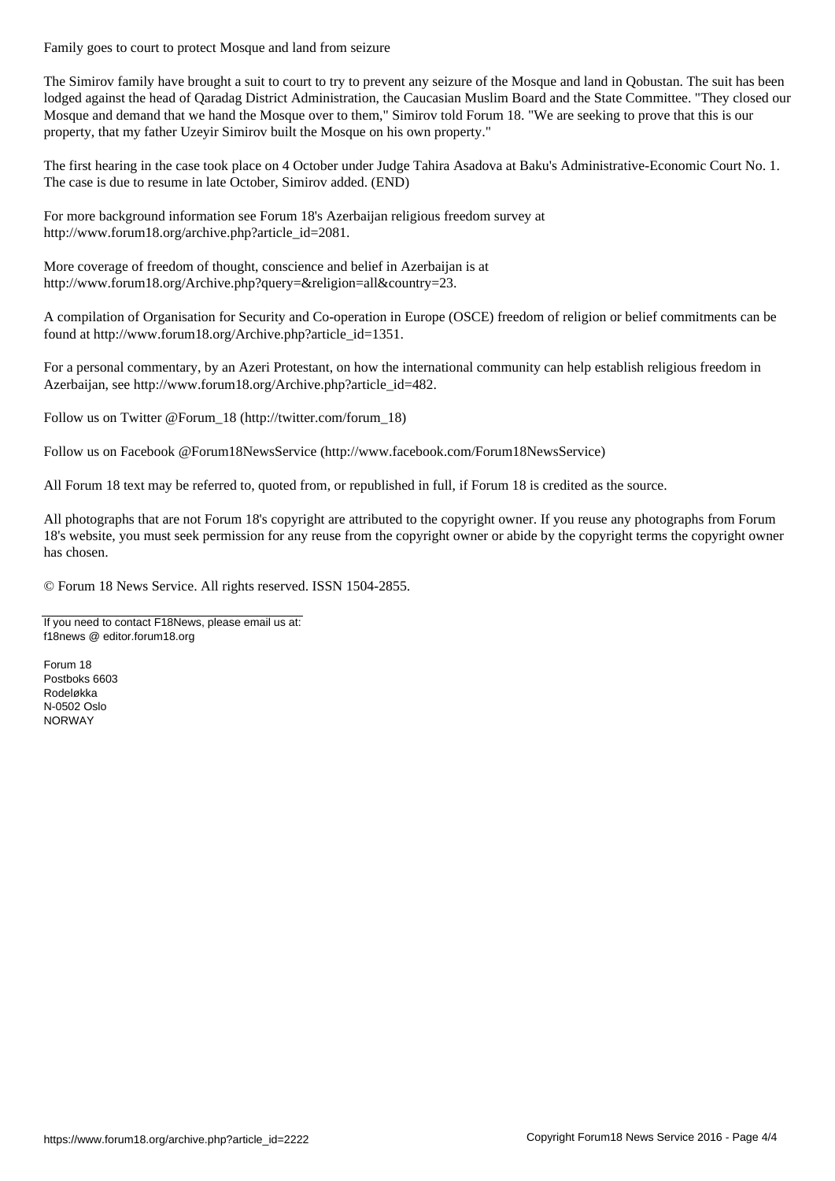Family goes to court to protect Mosque and land from seizure

The Simirov family have brought a suit to court to try to prevent any seizure of the Mosque and land in Qobustan. The suit has been lodged against the head of Qaradag District Administration, the Caucasian Muslim Board and the State Committee. "They closed our Mosque and demand that we hand the Mosque over to them," Simirov told Forum 18. "We are seeking to prove that this is our property, that my father Uzeyir Simirov built the Mosque on his own property."

The first hearing in the case took place on 4 October under Judge Tahira Asadova at Baku's Administrative-Economic Court No. 1. The case is due to resume in late October, Simirov added. (END)

For more background information see Forum 18's Azerbaijan religious freedom survey at http://www.forum18.org/archive.php?article_id=2081.

More coverage of freedom of thought, conscience and belief in Azerbaijan is at http://www.forum18.org/Archive.php?query=&religion=all&country=23.

A compilation of Organisation for Security and Co-operation in Europe (OSCE) freedom of religion or belief commitments can be found at http://www.forum18.org/Archive.php?article_id=1351.

For a personal commentary, by an Azeri Protestant, on how the international community can help establish religious freedom in Azerbaijan, see http://www.forum18.org/Archive.php?article_id=482.

Follow us on Twitter @Forum_18 (http://twitter.com/forum_18)

Follow us on Facebook @Forum18NewsService (http://www.facebook.com/Forum18NewsService)

All Forum 18 text may be referred to, quoted from, or republished in full, if Forum 18 is credited as the source.

All photographs that are not Forum 18's copyright are attributed to the copyright owner. If you reuse any photographs from Forum 18's website, you must seek permission for any reuse from the copyright owner or abide by the copyright terms the copyright owner has chosen.

© Forum 18 News Service. All rights reserved. ISSN 1504-2855.

If you need to contact F18News, please email us at:
f18news @ editor.forum18.org

Forum 18
Postboks 6603
Rodeløkka
N-0502 Oslo
NORWAY